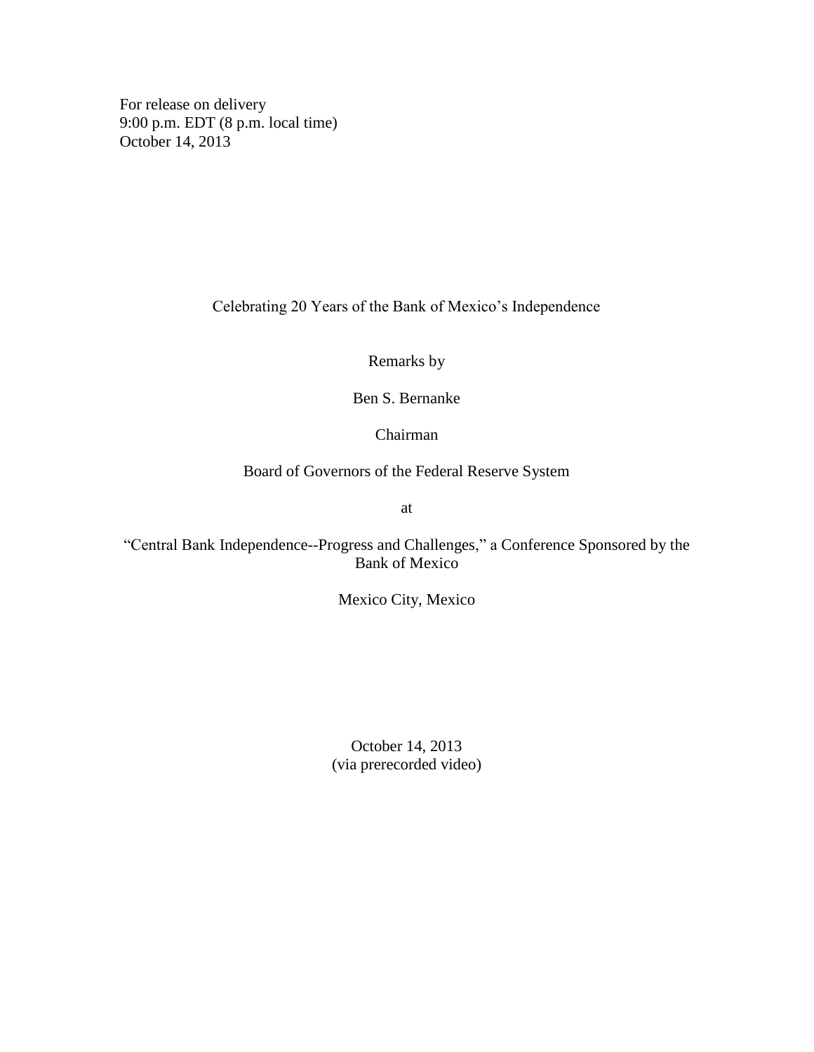For release on delivery
9:00 p.m. EDT (8 p.m. local time)
October 14, 2013

# Celebrating 20 Years of the Bank of Mexico's Independence

Remarks by

Ben S. Bernanke

Chairman

Board of Governors of the Federal Reserve System

at

"Central Bank Independence--Progress and Challenges," a Conference Sponsored by the Bank of Mexico

Mexico City, Mexico

October 14, 2013
(via prerecorded video)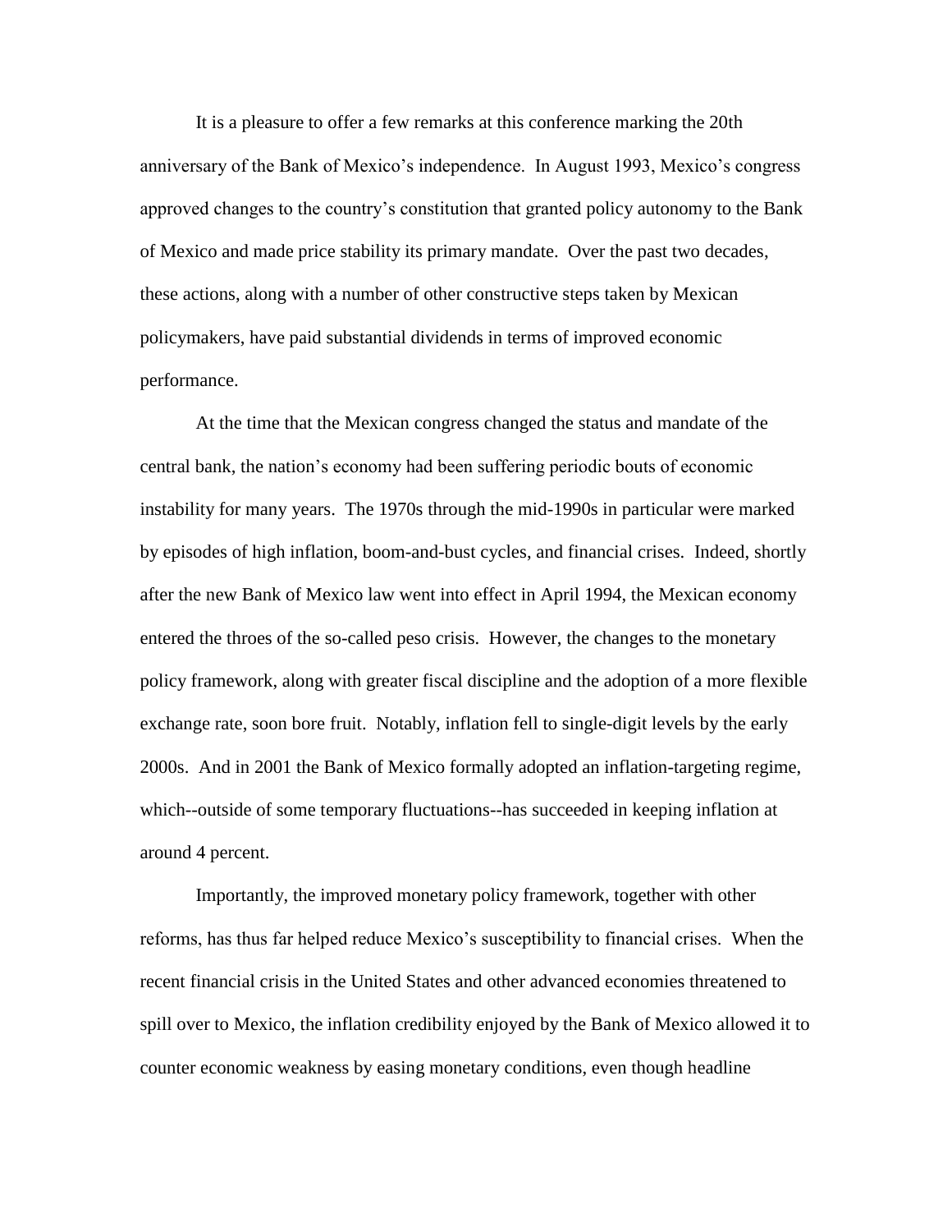It is a pleasure to offer a few remarks at this conference marking the 20th anniversary of the Bank of Mexico's independence. In August 1993, Mexico's congress approved changes to the country's constitution that granted policy autonomy to the Bank of Mexico and made price stability its primary mandate. Over the past two decades, these actions, along with a number of other constructive steps taken by Mexican policymakers, have paid substantial dividends in terms of improved economic performance.

At the time that the Mexican congress changed the status and mandate of the central bank, the nation's economy had been suffering periodic bouts of economic instability for many years. The 1970s through the mid-1990s in particular were marked by episodes of high inflation, boom-and-bust cycles, and financial crises. Indeed, shortly after the new Bank of Mexico law went into effect in April 1994, the Mexican economy entered the throes of the so-called peso crisis. However, the changes to the monetary policy framework, along with greater fiscal discipline and the adoption of a more flexible exchange rate, soon bore fruit. Notably, inflation fell to single-digit levels by the early 2000s. And in 2001 the Bank of Mexico formally adopted an inflation-targeting regime, which--outside of some temporary fluctuations--has succeeded in keeping inflation at around 4 percent.

Importantly, the improved monetary policy framework, together with other reforms, has thus far helped reduce Mexico's susceptibility to financial crises. When the recent financial crisis in the United States and other advanced economies threatened to spill over to Mexico, the inflation credibility enjoyed by the Bank of Mexico allowed it to counter economic weakness by easing monetary conditions, even though headline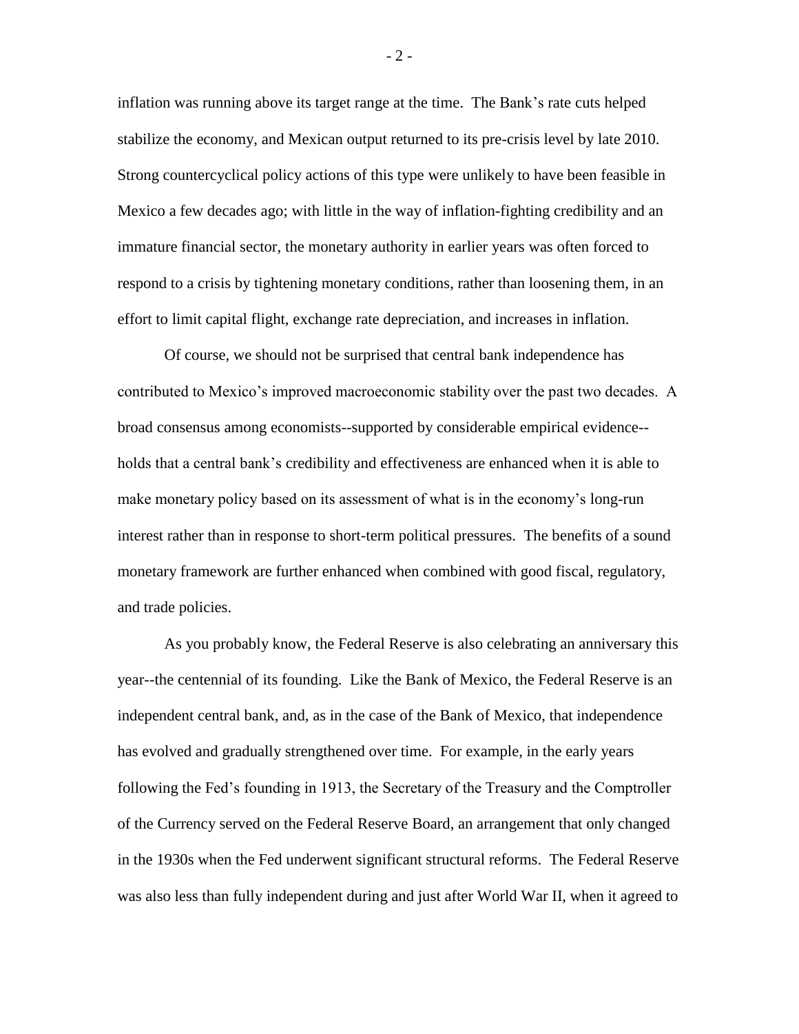inflation was running above its target range at the time. The Bank's rate cuts helped stabilize the economy, and Mexican output returned to its pre-crisis level by late 2010. Strong countercyclical policy actions of this type were unlikely to have been feasible in Mexico a few decades ago; with little in the way of inflation-fighting credibility and an immature financial sector, the monetary authority in earlier years was often forced to respond to a crisis by tightening monetary conditions, rather than loosening them, in an effort to limit capital flight, exchange rate depreciation, and increases in inflation.

Of course, we should not be surprised that central bank independence has contributed to Mexico's improved macroeconomic stability over the past two decades. A broad consensus among economists--supported by considerable empirical evidence--holds that a central bank's credibility and effectiveness are enhanced when it is able to make monetary policy based on its assessment of what is in the economy's long-run interest rather than in response to short-term political pressures. The benefits of a sound monetary framework are further enhanced when combined with good fiscal, regulatory, and trade policies.

As you probably know, the Federal Reserve is also celebrating an anniversary this year--the centennial of its founding. Like the Bank of Mexico, the Federal Reserve is an independent central bank, and, as in the case of the Bank of Mexico, that independence has evolved and gradually strengthened over time. For example, in the early years following the Fed's founding in 1913, the Secretary of the Treasury and the Comptroller of the Currency served on the Federal Reserve Board, an arrangement that only changed in the 1930s when the Fed underwent significant structural reforms. The Federal Reserve was also less than fully independent during and just after World War II, when it agreed to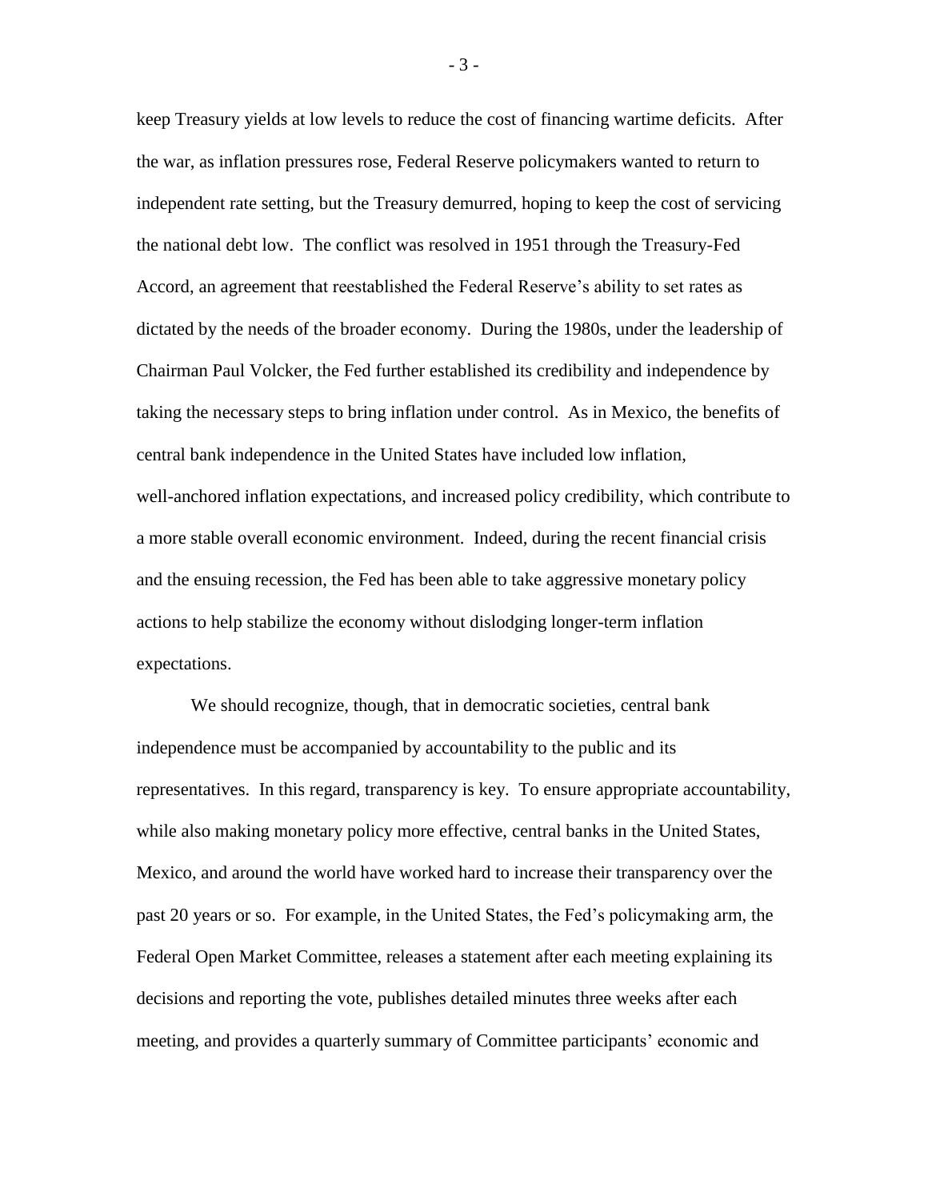keep Treasury yields at low levels to reduce the cost of financing wartime deficits. After the war, as inflation pressures rose, Federal Reserve policymakers wanted to return to independent rate setting, but the Treasury demurred, hoping to keep the cost of servicing the national debt low. The conflict was resolved in 1951 through the Treasury-Fed Accord, an agreement that reestablished the Federal Reserve's ability to set rates as dictated by the needs of the broader economy. During the 1980s, under the leadership of Chairman Paul Volcker, the Fed further established its credibility and independence by taking the necessary steps to bring inflation under control. As in Mexico, the benefits of central bank independence in the United States have included low inflation, well-anchored inflation expectations, and increased policy credibility, which contribute to a more stable overall economic environment. Indeed, during the recent financial crisis and the ensuing recession, the Fed has been able to take aggressive monetary policy actions to help stabilize the economy without dislodging longer-term inflation expectations.

We should recognize, though, that in democratic societies, central bank independence must be accompanied by accountability to the public and its representatives. In this regard, transparency is key. To ensure appropriate accountability, while also making monetary policy more effective, central banks in the United States, Mexico, and around the world have worked hard to increase their transparency over the past 20 years or so. For example, in the United States, the Fed's policymaking arm, the Federal Open Market Committee, releases a statement after each meeting explaining its decisions and reporting the vote, publishes detailed minutes three weeks after each meeting, and provides a quarterly summary of Committee participants' economic and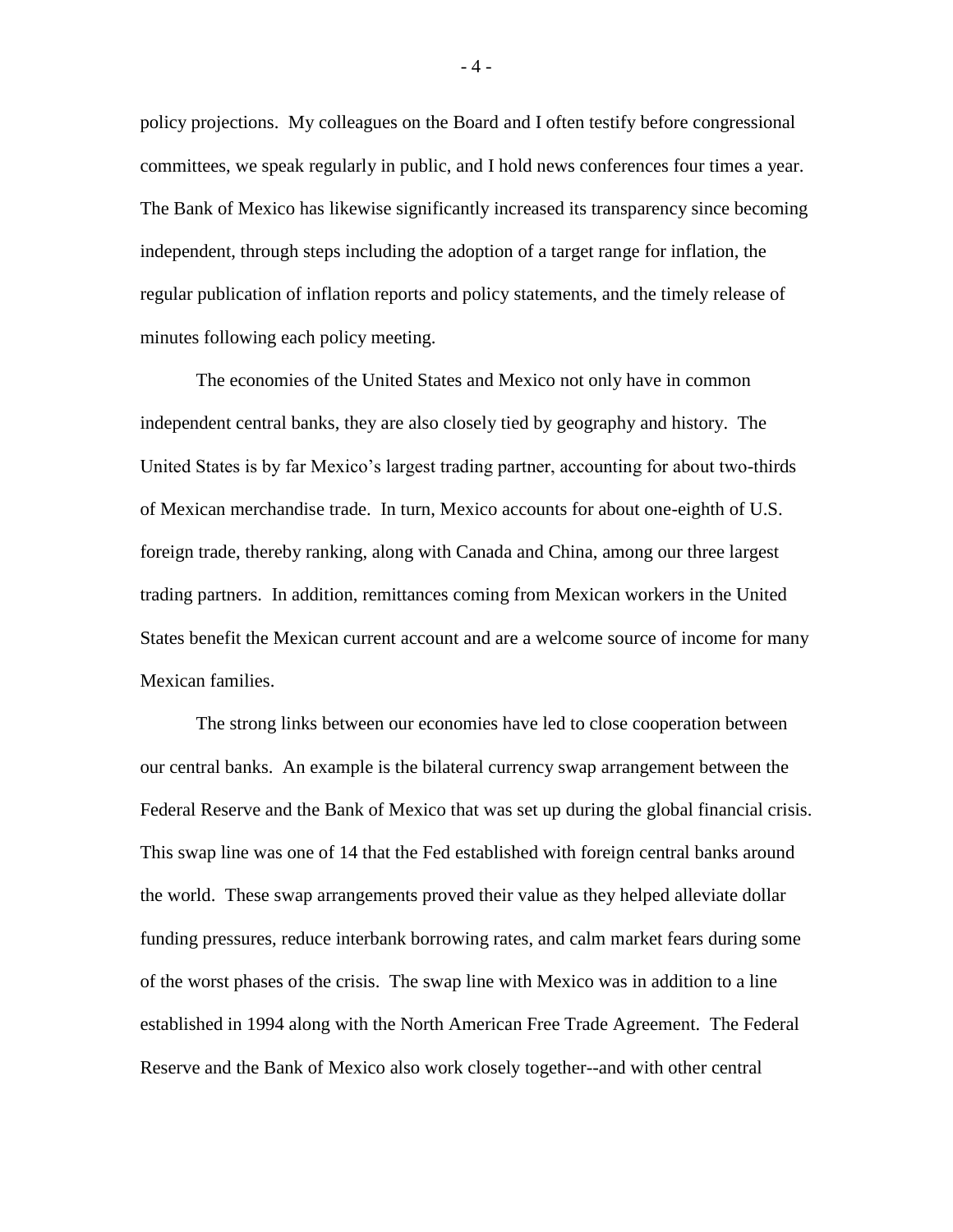policy projections. My colleagues on the Board and I often testify before congressional committees, we speak regularly in public, and I hold news conferences four times a year. The Bank of Mexico has likewise significantly increased its transparency since becoming independent, through steps including the adoption of a target range for inflation, the regular publication of inflation reports and policy statements, and the timely release of minutes following each policy meeting.

The economies of the United States and Mexico not only have in common independent central banks, they are also closely tied by geography and history. The United States is by far Mexico's largest trading partner, accounting for about two-thirds of Mexican merchandise trade. In turn, Mexico accounts for about one-eighth of U.S. foreign trade, thereby ranking, along with Canada and China, among our three largest trading partners. In addition, remittances coming from Mexican workers in the United States benefit the Mexican current account and are a welcome source of income for many Mexican families.

The strong links between our economies have led to close cooperation between our central banks. An example is the bilateral currency swap arrangement between the Federal Reserve and the Bank of Mexico that was set up during the global financial crisis. This swap line was one of 14 that the Fed established with foreign central banks around the world. These swap arrangements proved their value as they helped alleviate dollar funding pressures, reduce interbank borrowing rates, and calm market fears during some of the worst phases of the crisis. The swap line with Mexico was in addition to a line established in 1994 along with the North American Free Trade Agreement. The Federal Reserve and the Bank of Mexico also work closely together--and with other central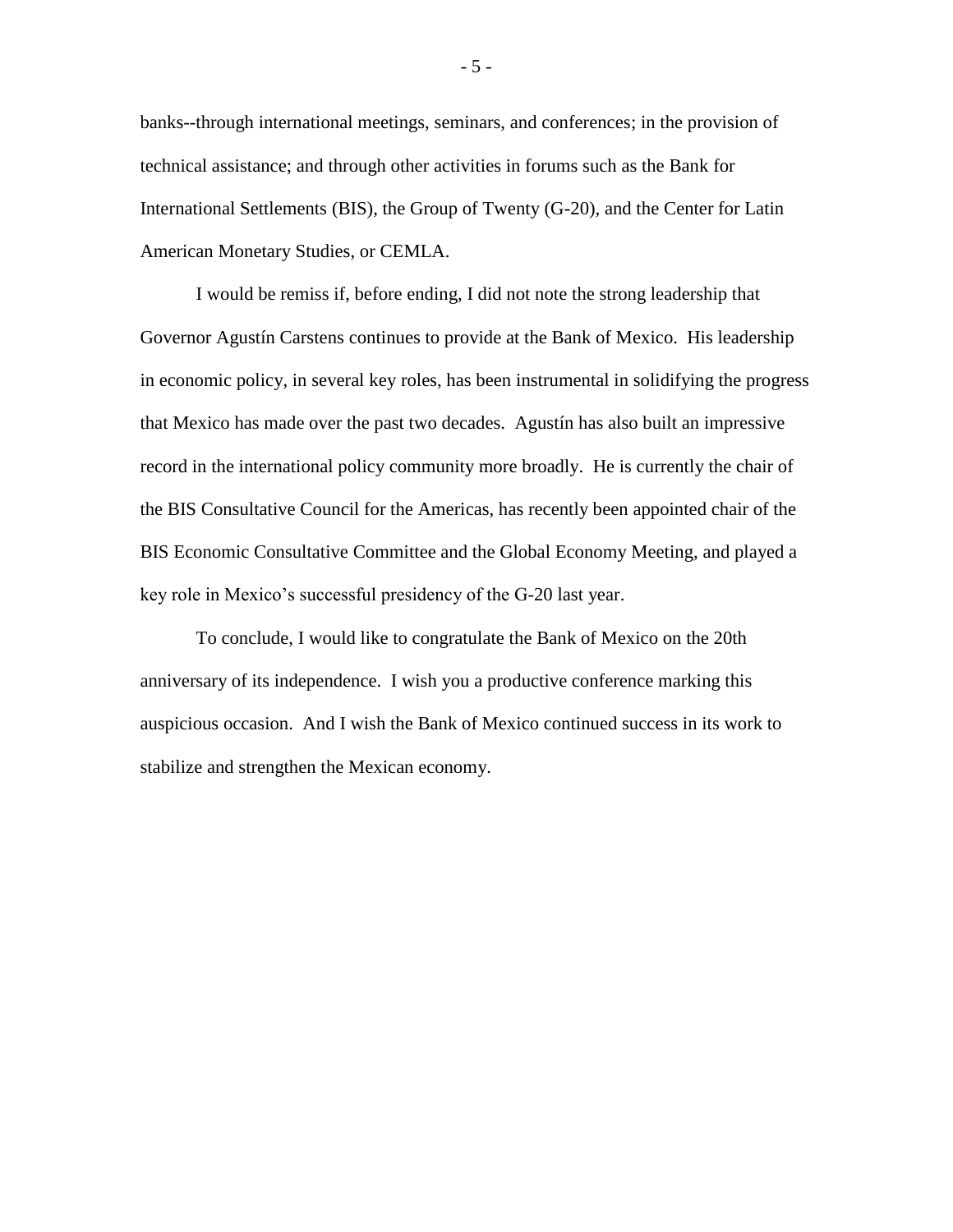banks--through international meetings, seminars, and conferences; in the provision of technical assistance; and through other activities in forums such as the Bank for International Settlements (BIS), the Group of Twenty (G-20), and the Center for Latin American Monetary Studies, or CEMLA.

I would be remiss if, before ending, I did not note the strong leadership that Governor Agustín Carstens continues to provide at the Bank of Mexico. His leadership in economic policy, in several key roles, has been instrumental in solidifying the progress that Mexico has made over the past two decades. Agustín has also built an impressive record in the international policy community more broadly. He is currently the chair of the BIS Consultative Council for the Americas, has recently been appointed chair of the BIS Economic Consultative Committee and the Global Economy Meeting, and played a key role in Mexico's successful presidency of the G-20 last year.

To conclude, I would like to congratulate the Bank of Mexico on the 20th anniversary of its independence. I wish you a productive conference marking this auspicious occasion. And I wish the Bank of Mexico continued success in its work to stabilize and strengthen the Mexican economy.